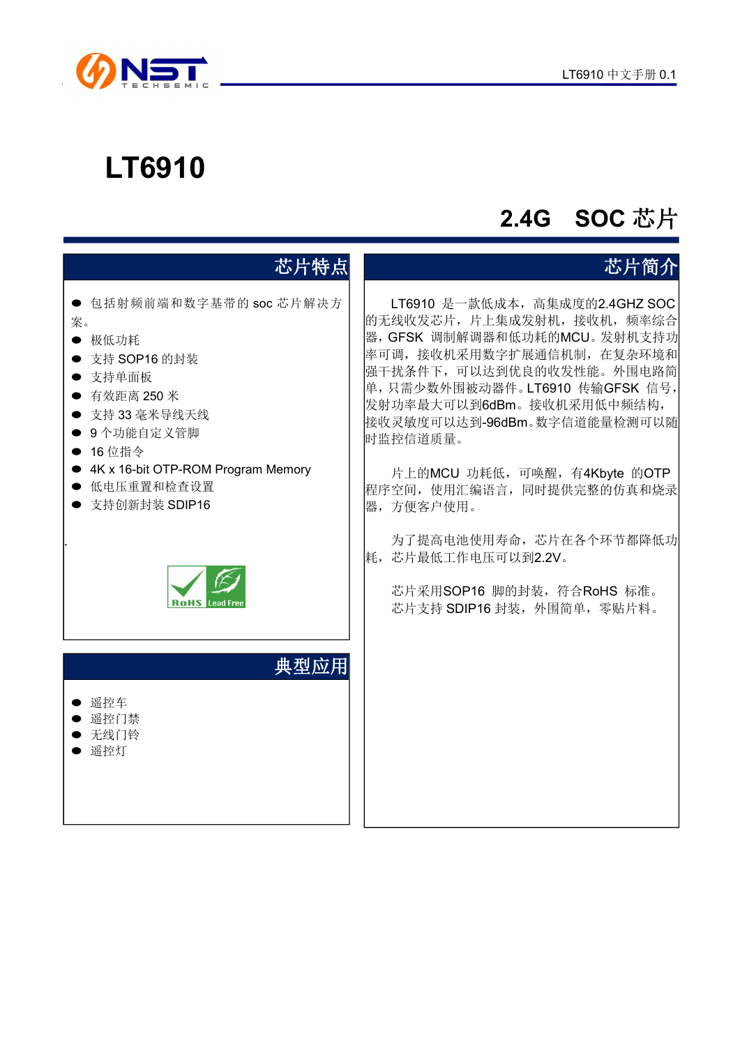# LT6910

## 2.4G SOC 芯片

### 芯片特点

- 包括射频前端和数字基带的 soc 芯片解决方案。
- 极低功耗
- 支持 SOP16 的封装
- 支持单面板
- 有效距离 250 米
- 支持 33 毫米导线天线
- 9 个功能自定义管脚
- 16 位指令
- 4K x 16-bit OTP-ROM Program Memory
- 低电压重置和检查设置
- 支持创新封装 SDIP16

### 典型应用

- 遥控车
- 遥控门禁
- 无线门铃
- 遥控灯

### 芯片简介

LT6910 是一款低成本，高集成度的2.4GHZ SOC 的无线收发芯片，片上集成发射机，接收机，频率综合器，GFSK 调制解调器和低功耗的MCU。发射机支持功率可调，接收机采用数字扩展通信机制，在复杂环境和强干扰条件下，可以达到优良的收发性能。外围电路简单，只需少数外围被动器件。LT6910 传输GFSK 信号，发射功率最大可以到6dBm。接收机采用低中频结构，接收灵敏度可以达到-96dBm。数字信道能量检测可以随时监控信道质量。

片上的MCU 功耗低，可唤醒，有4Kbyte 的OTP 程序空间，使用汇编语言，同时提供完整的仿真和烧录器，方便客户使用。

为了提高电池使用寿命，芯片在各个环节都降低功耗，芯片最低工作电压可以到2.2V。

芯片采用SOP16 脚的封装，符合RoHS 标准。
芯片支持 SDIP16 封装，外围简单，零贴片料。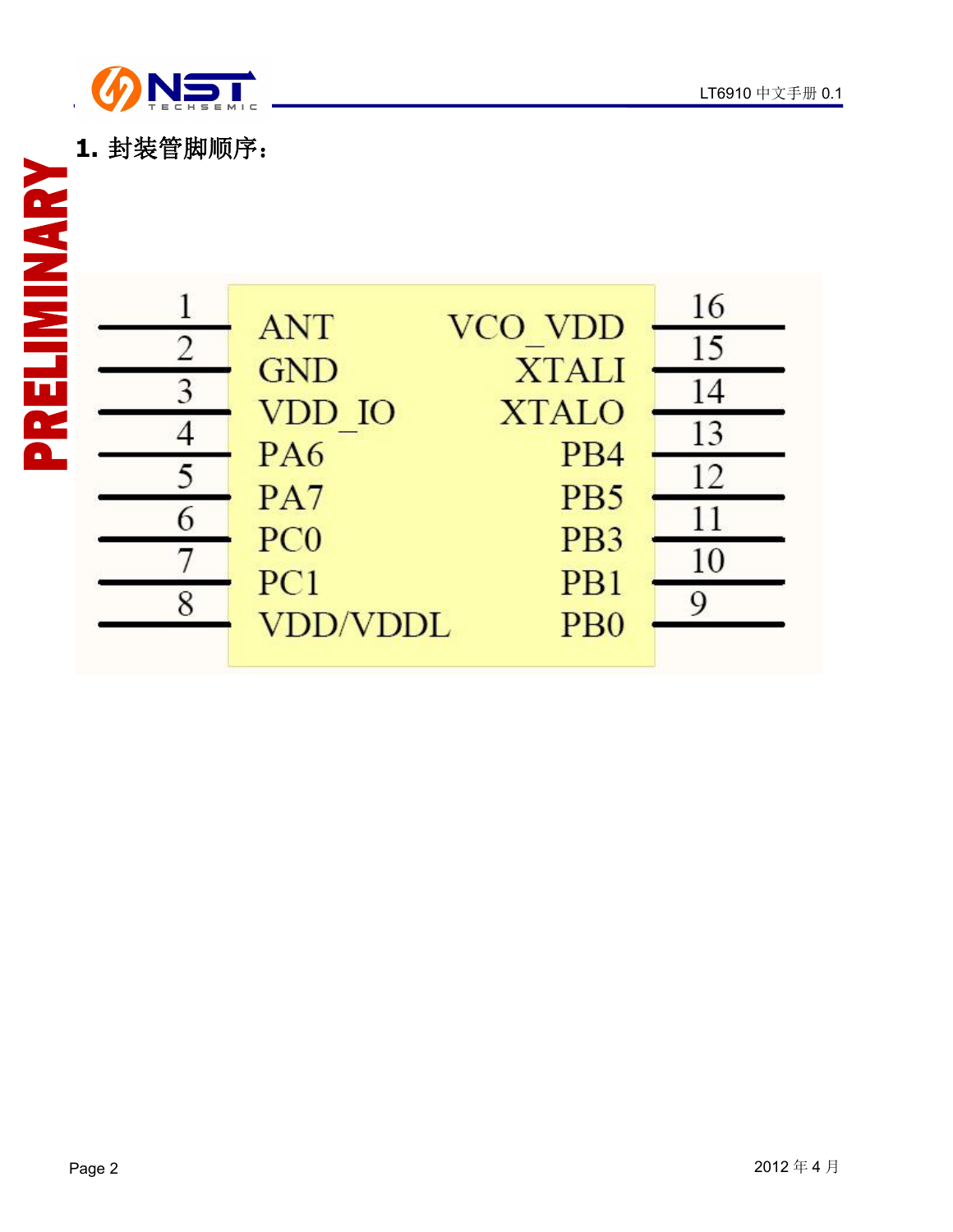# 1. 封装管脚顺序：

| Pin | Name | Name | Pin |
|---|---|---|---|
| 1 | ANT | VCO_VDD | 16 |
| 2 | GND | XTALI | 15 |
| 3 | VDD_IO | XTALO | 14 |
| 4 | PA6 | PB4 | 13 |
| 5 | PA7 | PB5 | 12 |
| 6 | PC0 | PB3 | 11 |
| 7 | PC1 | PB1 | 10 |
| 8 | VDD/VDDL | PB0 | 9 |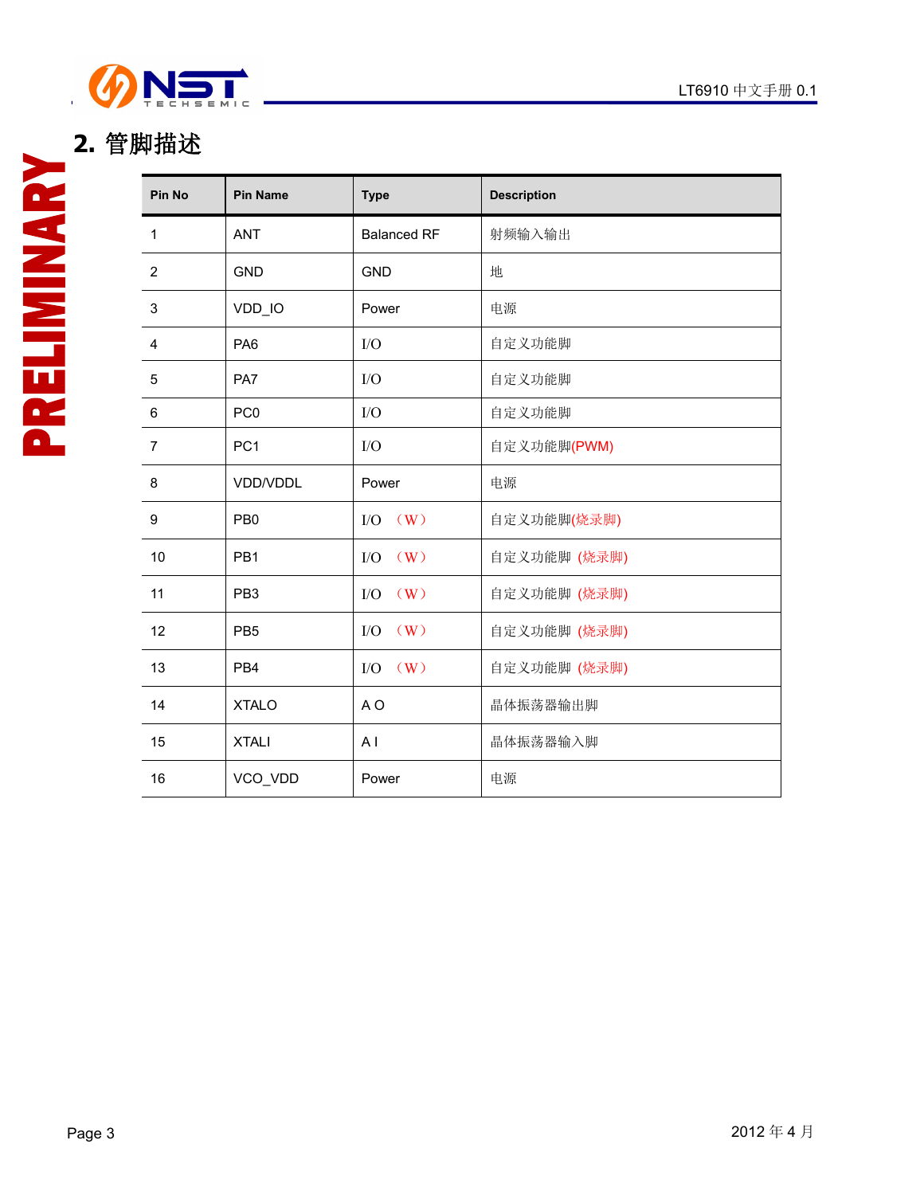## 2. 管脚描述

| Pin No | Pin Name | Type | Description |
|---|---|---|---|
| 1 | ANT | Balanced RF | 射频输入输出 |
| 2 | GND | GND | 地 |
| 3 | VDD_IO | Power | 电源 |
| 4 | PA6 | I/O | 自定义功能脚 |
| 5 | PA7 | I/O | 自定义功能脚 |
| 6 | PC0 | I/O | 自定义功能脚 |
| 7 | PC1 | I/O | 自定义功能脚(PWM) |
| 8 | VDD/VDDL | Power | 电源 |
| 9 | PB0 | I/O （W） | 自定义功能脚(烧录脚) |
| 10 | PB1 | I/O （W） | 自定义功能脚 (烧录脚) |
| 11 | PB3 | I/O （W） | 自定义功能脚 (烧录脚) |
| 12 | PB5 | I/O （W） | 自定义功能脚 (烧录脚) |
| 13 | PB4 | I/O （W） | 自定义功能脚 (烧录脚) |
| 14 | XTALO | A O | 晶体振荡器输出脚 |
| 15 | XTALI | A I | 晶体振荡器输入脚 |
| 16 | VCO_VDD | Power | 电源 |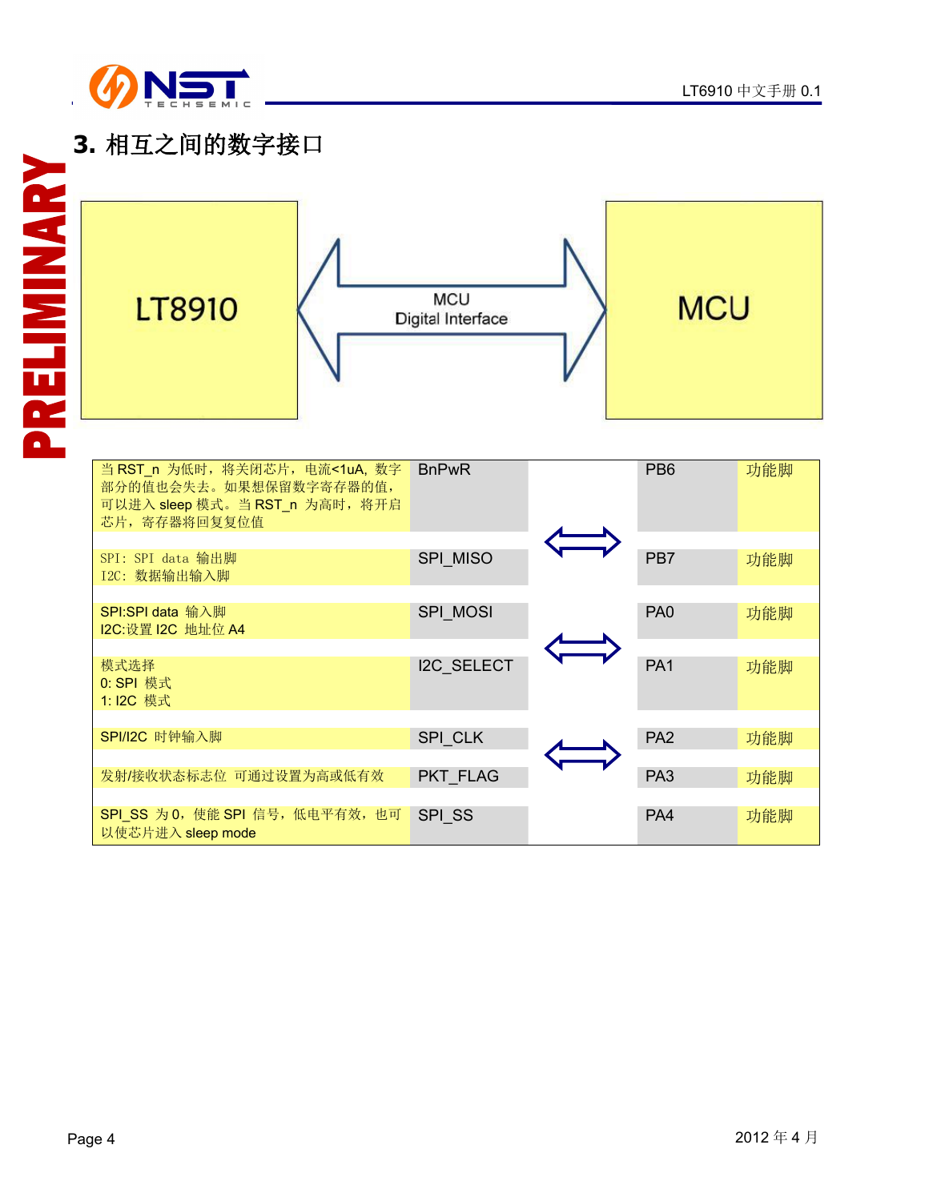## 3. 相互之间的数字接口

LT8910 ⟺ MCU Digital Interface ⟺ MCU

| 描述 | LT8910 | | MCU | |
|---|---|---|---|---|
| 当 RST_n 为低时，将关闭芯片，电流<1uA, 数字部分的值也会失去。如果想保留数字寄存器的值，可以进入 sleep 模式。当 RST_n 为高时，将开启芯片，寄存器将回复复位值 | BnPwR | ⟺ | PB6 | 功能脚 |
| SPI：SPI data 输出脚<br>I2C：数据输出输入脚 | SPI_MISO | | PB7 | 功能脚 |
| SPI:SPI data 输入脚<br>I2C:设置 I2C 地址位 A4 | SPI_MOSI | ⟺ | PA0 | 功能脚 |
| 模式选择<br>0: SPI 模式<br>1: I2C 模式 | I2C_SELECT | | PA1 | 功能脚 |
| SPI/I2C 时钟输入脚 | SPI_CLK | ⟺ | PA2 | 功能脚 |
| 发射/接收状态标志位 可通过设置为高或低有效 | PKT_FLAG | | PA3 | 功能脚 |
| SPI_SS 为 0，使能 SPI 信号，低电平有效，也可以使芯片进入 sleep mode | SPI_SS | | PA4 | 功能脚 |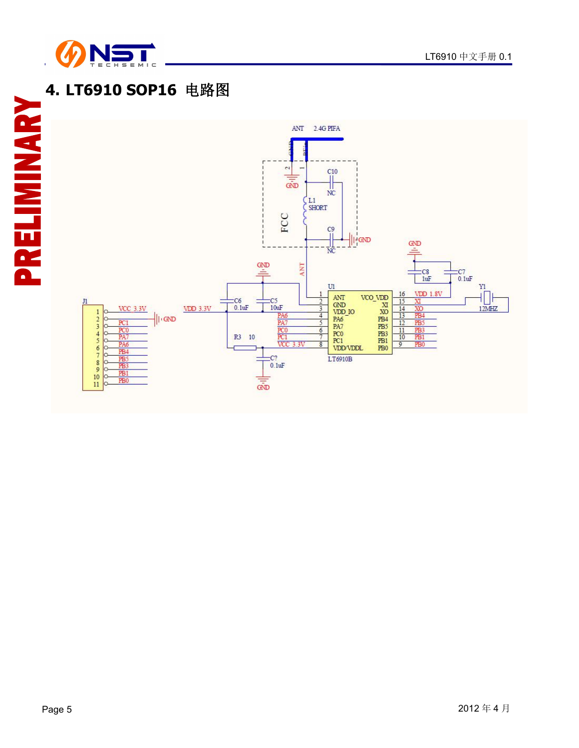## 4. LT6910 SOP16 电路图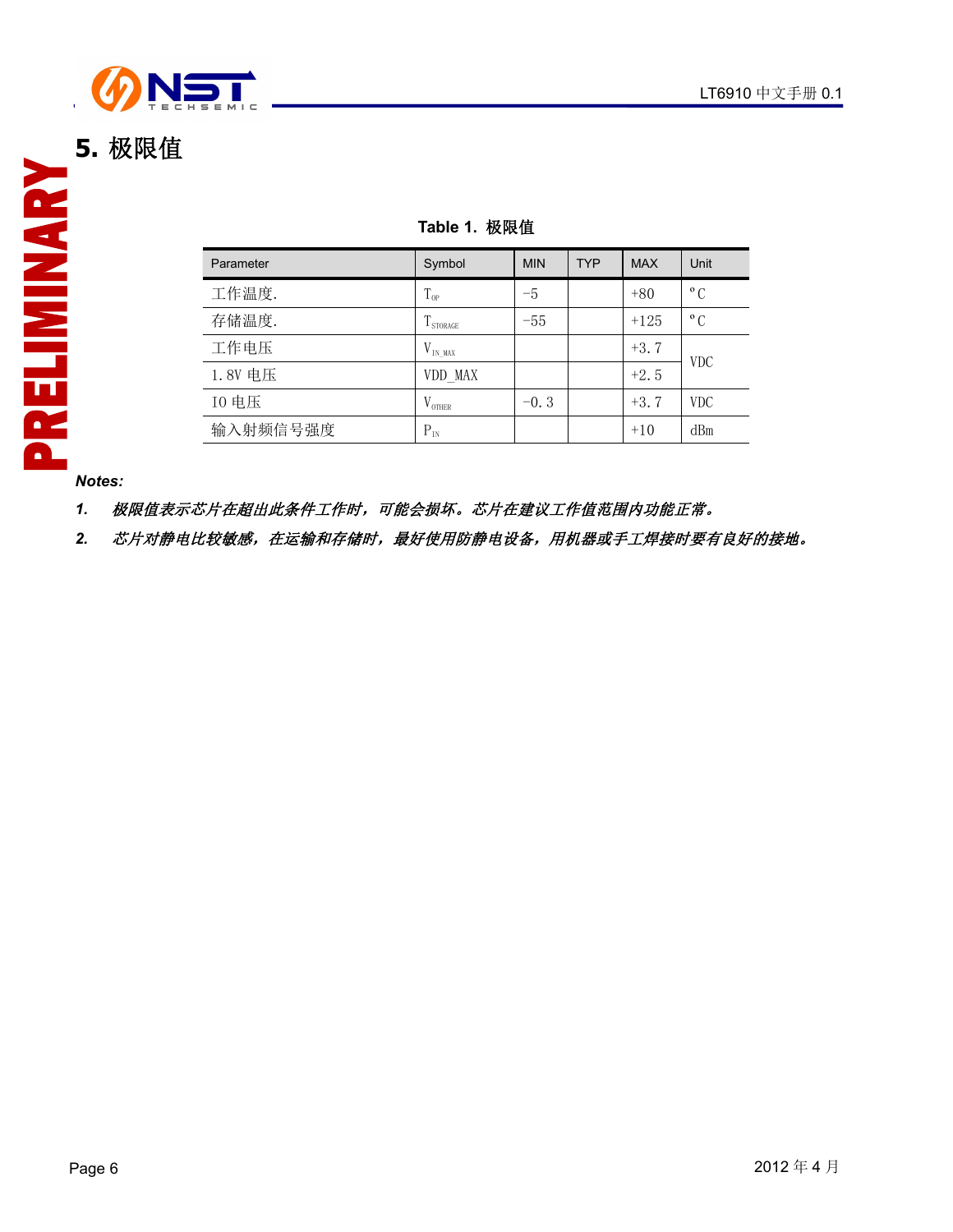# 5. 极限值

**Table 1. 极限值**

| Parameter | Symbol | MIN | TYP | MAX | Unit |
| --- | --- | --- | --- | --- | --- |
| 工作温度. | $T_{OP}$ | -5 | | +80 | °C |
| 存储温度. | $T_{STORAGE}$ | -55 | | +125 | °C |
| 工作电压 | $V_{IN\_MAX}$ | | | +3.7 | VDC |
| 1.8V 电压 | VDD_MAX | | | +2.5 | VDC |
| IO 电压 | $V_{OTHER}$ | -0.3 | | +3.7 | VDC |
| 输入射频信号强度 | $P_{IN}$ | | | +10 | dBm |

***Notes:***

1. ***极限值表示芯片在超出此条件工作时，可能会损坏。芯片在建议工作值范围内功能正常。***
2. ***芯片对静电比较敏感，在运输和存储时，最好使用防静电设备，用机器或手工焊接时要有良好的接地。***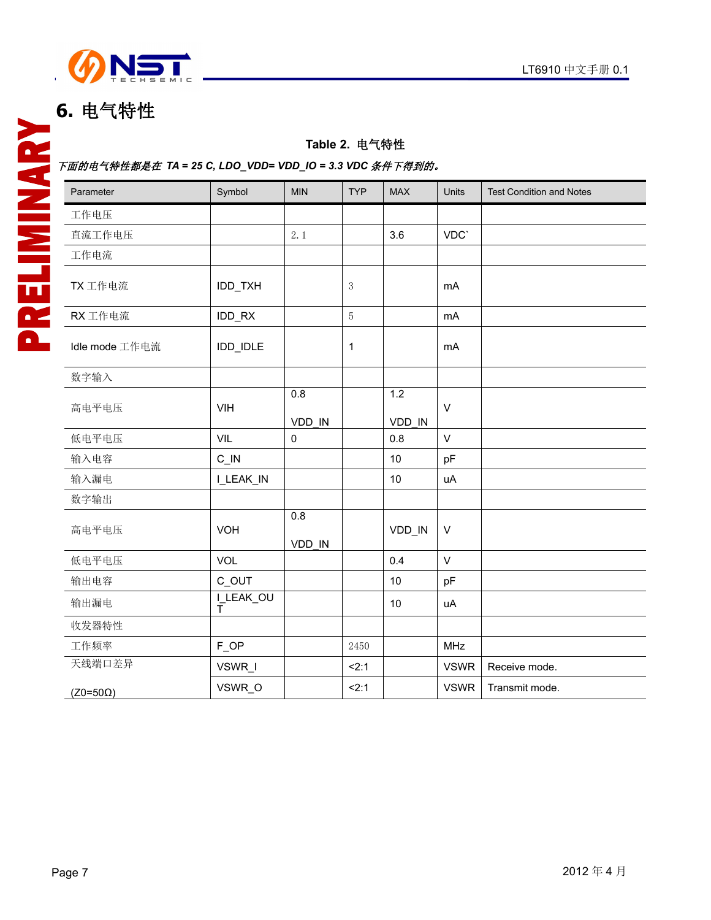## 6. 电气特性

**Table 2. 电气特性**

*下面的电气特性都是在 TA = 25 C, LDO_VDD= VDD_IO = 3.3 VDC 条件下得到的。*

| Parameter | Symbol | MIN | TYP | MAX | Units | Test Condition and Notes |
|---|---|---|---|---|---|---|
| 工作电压 | | | | | | |
| 直流工作电压 | | 2.1 | | 3.6 | VDC` | |
| 工作电流 | | | | | | |
| TX 工作电流 | IDD_TXH | | 3 | | mA | |
| RX 工作电流 | IDD_RX | | 5 | | mA | |
| Idle mode 工作电流 | IDD_IDLE | | 1 | | mA | |
| 数字输入 | | | | | | |
| 高电平电压 | VIH | 0.8 VDD_IN | | 1.2 VDD_IN | V | |
| 低电平电压 | VIL | 0 | | 0.8 | V | |
| 输入电容 | C_IN | | | 10 | pF | |
| 输入漏电 | I_LEAK_IN | | | 10 | uA | |
| 数字输出 | | | | | | |
| 高电平电压 | VOH | 0.8 VDD_IN | | VDD_IN | V | |
| 低电平电压 | VOL | | | 0.4 | V | |
| 输出电容 | C_OUT | | | 10 | pF | |
| 输出漏电 | I_LEAK_OUT | | | 10 | uA | |
| 收发器特性 | | | | | | |
| 工作频率 | F_OP | | 2450 | | MHz | |
| 天线端口差异 | VSWR_I | | <2:1 | | VSWR | Receive mode. |
| (Z0=50Ω) | VSWR_O | | <2:1 | | VSWR | Transmit mode. |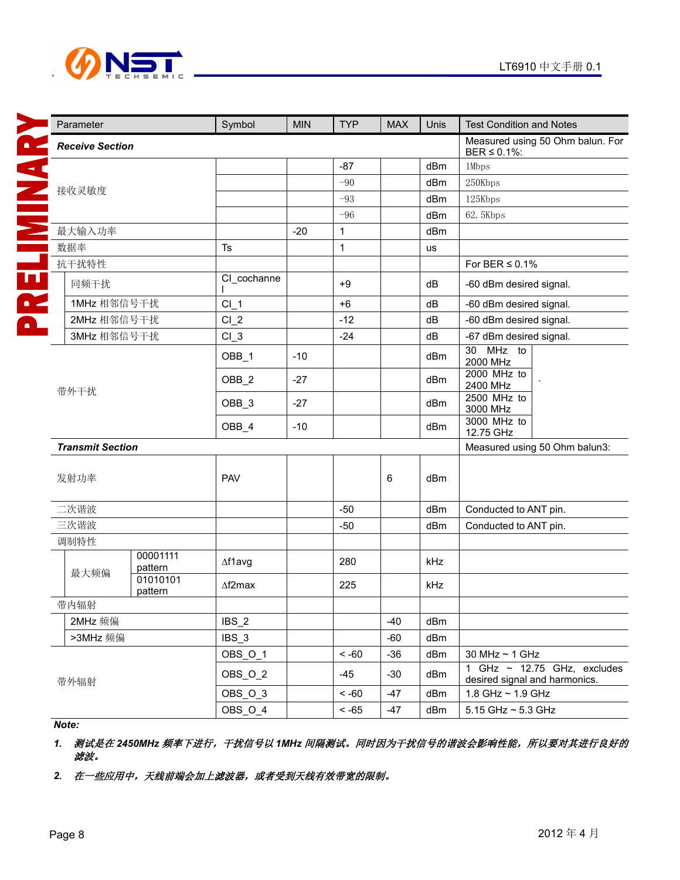| Parameter | Symbol | MIN | TYP | MAX | Unis | Test Condition and Notes |
|---|---|---|---|---|---|---|
| ***Receive Section*** | | | | | | Measured using 50 Ohm balun. For BER ≤ 0.1%: |
| 接收灵敏度 | | | -87 | | dBm | 1Mbps |
| | | | -90 | | dBm | 250Kbps |
| | | | -93 | | dBm | 125Kbps |
| | | | -96 | | dBm | 62.5Kbps |
| 最大输入功率 | | -20 | 1 | | dBm | |
| 数据率 | Ts | | 1 | | us | |
| 抗干扰特性 | | | | | | For BER ≤ 0.1% |
| 同频干扰 | CI_cochannel | | +9 | | dB | -60 dBm desired signal. |
| 1MHz 相邻信号干扰 | CI_1 | | +6 | | dB | -60 dBm desired signal. |
| 2MHz 相邻信号干扰 | CI_2 | | -12 | | dB | -60 dBm desired signal. |
| 3MHz 相邻信号干扰 | CI_3 | | -24 | | dB | -67 dBm desired signal. |
| 带外干扰 | OBB_1 | -10 | | | dBm | 30 MHz to 2000 MHz |
| | OBB_2 | -27 | | | dBm | 2000 MHz to 2400 MHz |
| | OBB_3 | -27 | | | dBm | 2500 MHz to 3000 MHz |
| | OBB_4 | -10 | | | dBm | 3000 MHz to 12.75 GHz |
| ***Transmit Section*** | | | | | | Measured using 50 Ohm balun3: |
| 发射功率 | PAV | | | 6 | dBm | |
| 二次谐波 | | | -50 | | dBm | Conducted to ANT pin. |
| 三次谐波 | | | -50 | | dBm | Conducted to ANT pin. |
| 调制特性 | | | | | | |
| 最大频偏 00001111 pattern | Δf1avg | | 280 | | kHz | |
| 最大频偏 01010101 pattern | Δf2max | | 225 | | kHz | |
| 带内辐射 | | | | | | |
| 2MHz 频偏 | IBS_2 | | | -40 | dBm | |
| >3MHz 频偏 | IBS_3 | | | -60 | dBm | |
| 带外辐射 | OBS_O_1 | | < -60 | -36 | dBm | 30 MHz ~ 1 GHz |
| | OBS_O_2 | | -45 | -30 | dBm | 1 GHz ~ 12.75 GHz, excludes desired signal and harmonics. |
| | OBS_O_3 | | < -60 | -47 | dBm | 1.8 GHz ~ 1.9 GHz |
| | OBS_O_4 | | < -65 | -47 | dBm | 5.15 GHz ~ 5.3 GHz |

***Note:***

1. ***测试是在 2450MHz 频率下进行，干扰信号以 1MHz 间隔测试。同时因为干扰信号的谐波会影响性能，所以要对其进行良好的滤波。***
2. ***在一些应用中，天线前端会加上滤波器，或者受到天线有效带宽的限制。***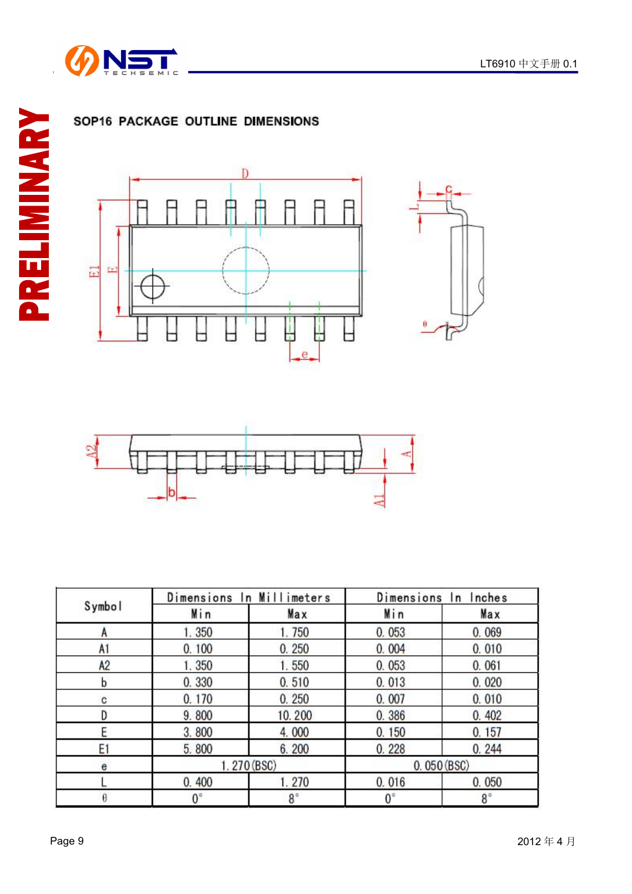PRELIMINARY

## SOP16 PACKAGE OUTLINE DIMENSIONS

| Symbol | Dimensions In Millimeters | | Dimensions In Inches | |
|---|---|---|---|---|
| | Min | Max | Min | Max |
| A | 1.350 | 1.750 | 0.053 | 0.069 |
| A1 | 0.100 | 0.250 | 0.004 | 0.010 |
| A2 | 1.350 | 1.550 | 0.053 | 0.061 |
| b | 0.330 | 0.510 | 0.013 | 0.020 |
| c | 0.170 | 0.250 | 0.007 | 0.010 |
| D | 9.800 | 10.200 | 0.386 | 0.402 |
| E | 3.800 | 4.000 | 0.150 | 0.157 |
| E1 | 5.800 | 6.200 | 0.228 | 0.244 |
| e | 1.270(BSC) | | 0.050(BSC) | |
| L | 0.400 | 1.270 | 0.016 | 0.050 |
| θ | 0° | 8° | 0° | 8° |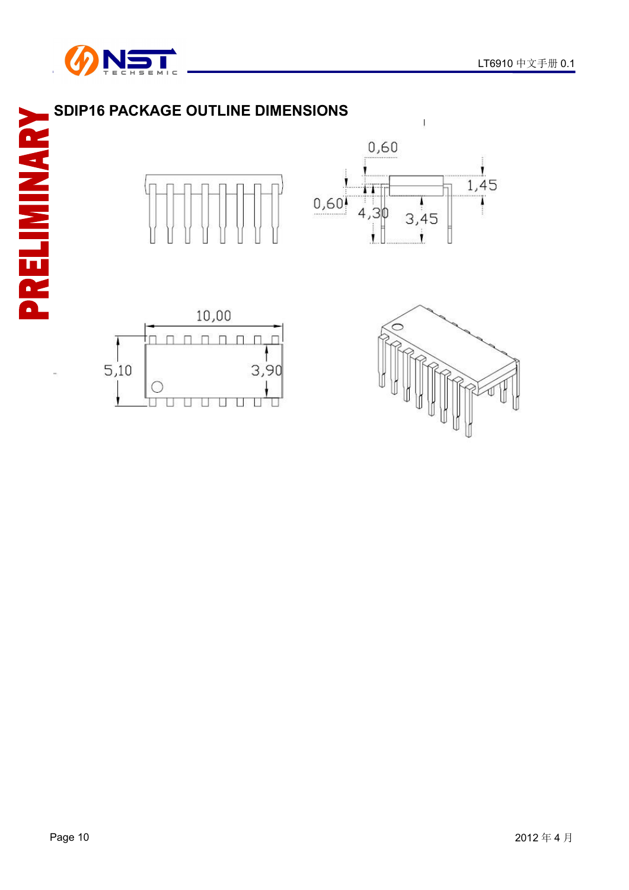PRELIMINARY

## SDIP16 PACKAGE OUTLINE DIMENSIONS

0,60

1,45

0,60

4,30

3,45

10,00

5,10

3,90